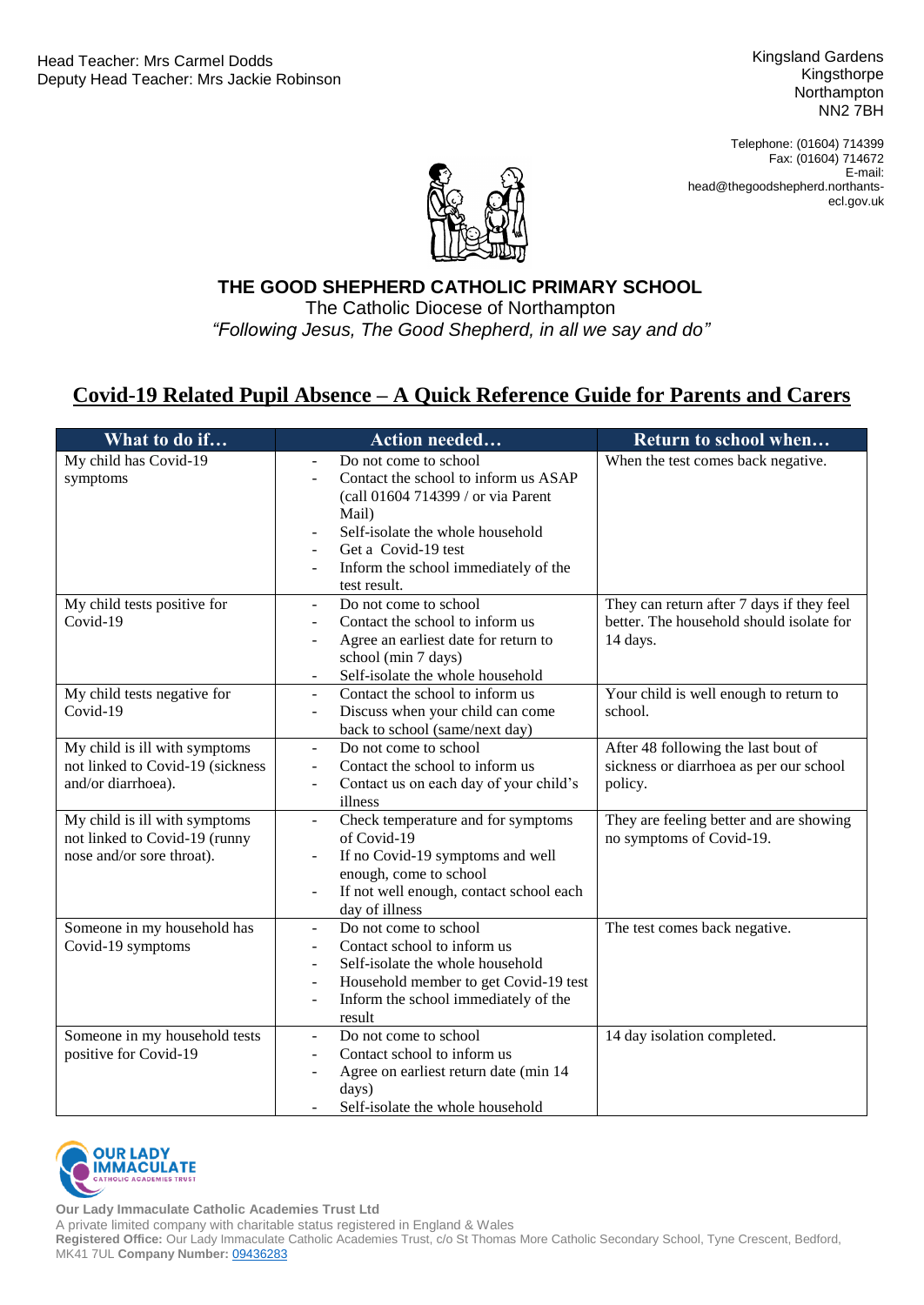Head Teacher: Mrs Carmel Dodds
Deputy Head Teacher: Mrs Jackie Robinson

Kingsland Gardens
Kingsthorpe
Northampton
NN2 7BH

Telephone: (01604) 714399
Fax: (01604) 714672
E-mail: head@thegoodshepherd.northants-ecl.gov.uk

# THE GOOD SHEPHERD CATHOLIC PRIMARY SCHOOL

The Catholic Diocese of Northampton

*"Following Jesus, The Good Shepherd, in all we say and do"*

## Covid-19 Related Pupil Absence – A Quick Reference Guide for Parents and Carers

| What to do if… | Action needed… | Return to school when… |
|---|---|---|
| My child has Covid-19 symptoms | - Do not come to school<br>- Contact the school to inform us ASAP (call 01604 714399 / or via Parent Mail)<br>- Self-isolate the whole household<br>- Get a Covid-19 test<br>- Inform the school immediately of the test result. | When the test comes back negative. |
| My child tests positive for Covid-19 | - Do not come to school<br>- Contact the school to inform us<br>- Agree an earliest date for return to school (min 7 days)<br>- Self-isolate the whole household | They can return after 7 days if they feel better. The household should isolate for 14 days. |
| My child tests negative for Covid-19 | - Contact the school to inform us<br>- Discuss when your child can come back to school (same/next day) | Your child is well enough to return to school. |
| My child is ill with symptoms not linked to Covid-19 (sickness and/or diarrhoea). | - Do not come to school<br>- Contact the school to inform us<br>- Contact us on each day of your child's illness | After 48 following the last bout of sickness or diarrhoea as per our school policy. |
| My child is ill with symptoms not linked to Covid-19 (runny nose and/or sore throat). | - Check temperature and for symptoms of Covid-19<br>- If no Covid-19 symptoms and well enough, come to school<br>- If not well enough, contact school each day of illness | They are feeling better and are showing no symptoms of Covid-19. |
| Someone in my household has Covid-19 symptoms | - Do not come to school<br>- Contact school to inform us<br>- Self-isolate the whole household<br>- Household member to get Covid-19 test<br>- Inform the school immediately of the result | The test comes back negative. |
| Someone in my household tests positive for Covid-19 | - Do not come to school<br>- Contact school to inform us<br>- Agree on earliest return date (min 14 days)<br>- Self-isolate the whole household | 14 day isolation completed. |

**Our Lady Immaculate Catholic Academies Trust Ltd**
A private limited company with charitable status registered in England & Wales
**Registered Office:** Our Lady Immaculate Catholic Academies Trust, c/o St Thomas More Catholic Secondary School, Tyne Crescent, Bedford, MK41 7UL **Company Number:** 09436283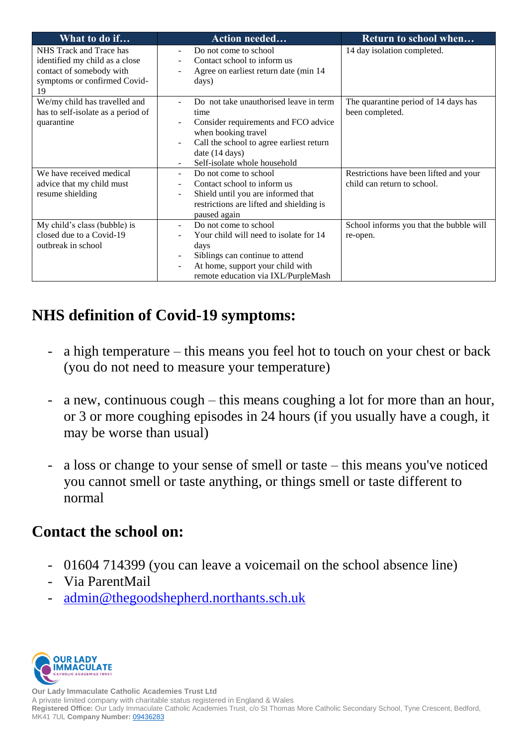| What to do if… | Action needed… | Return to school when… |
|---|---|---|
| NHS Track and Trace has identified my child as a close contact of somebody with symptoms or confirmed Covid-19 | - Do not come to school<br>- Contact school to inform us<br>- Agree on earliest return date (min 14 days) | 14 day isolation completed. |
| We/my child has travelled and has to self-isolate as a period of quarantine | - Do not take unauthorised leave in term time<br>- Consider requirements and FCO advice when booking travel<br>- Call the school to agree earliest return date (14 days)<br>- Self-isolate whole household | The quarantine period of 14 days has been completed. |
| We have received medical advice that my child must resume shielding | - Do not come to school<br>- Contact school to inform us<br>- Shield until you are informed that restrictions are lifted and shielding is paused again | Restrictions have been lifted and your child can return to school. |
| My child's class (bubble) is closed due to a Covid-19 outbreak in school | - Do not come to school<br>- Your child will need to isolate for 14 days<br>- Siblings can continue to attend<br>- At home, support your child with remote education via IXL/PurpleMash | School informs you that the bubble will re-open. |

## NHS definition of Covid-19 symptoms:

- a high temperature – this means you feel hot to touch on your chest or back (you do not need to measure your temperature)
- a new, continuous cough – this means coughing a lot for more than an hour, or 3 or more coughing episodes in 24 hours (if you usually have a cough, it may be worse than usual)
- a loss or change to your sense of smell or taste – this means you've noticed you cannot smell or taste anything, or things smell or taste different to normal

## Contact the school on:

- 01604 714399 (you can leave a voicemail on the school absence line)
- Via ParentMail
- admin@thegoodshepherd.northants.sch.uk

OUR LADY IMMACULATE CATHOLIC ACADEMIES TRUST

**Our Lady Immaculate Catholic Academies Trust Ltd**
A private limited company with charitable status registered in England & Wales
**Registered Office:** Our Lady Immaculate Catholic Academies Trust, c/o St Thomas More Catholic Secondary School, Tyne Crescent, Bedford, MK41 7UL **Company Number:** 09436283